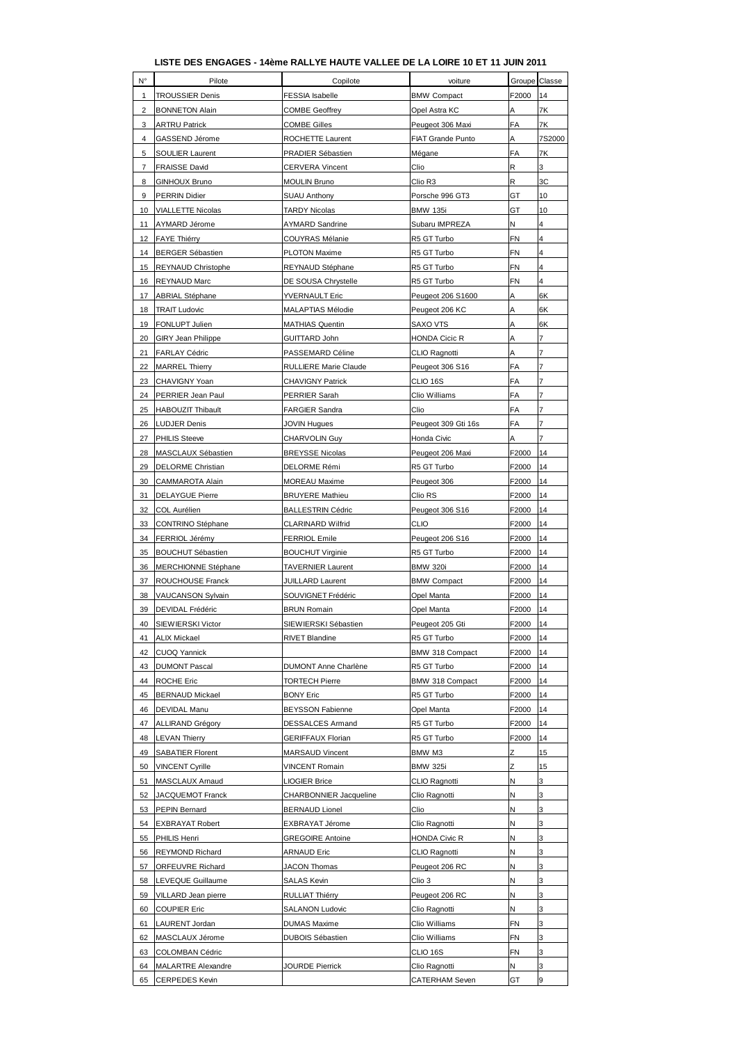**LISTE DES ENGAGES - 14ème RALLYE HAUTE VALLEE DE LA LOIRE 10 ET 11 JUIN 2011**

| N° | Pilote | Copilote | voiture | Groupe | Classe |
|---|---|---|---|---|---|
| 1 | TROUSSIER Denis | FESSIA Isabelle | BMW Compact | F2000 | 14 |
| 2 | BONNETON Alain | COMBE Geoffrey | Opel Astra KC | A | 7K |
| 3 | ARTRU Patrick | COMBE Gilles | Peugeot 306 Maxi | FA | 7K |
| 4 | GASSEND Jérome | ROCHETTE Laurent | FIAT Grande Punto | A | 7S2000 |
| 5 | SOULIER Laurent | PRADIER Sébastien | Mégane | FA | 7K |
| 7 | FRAISSE David | CERVERA Vincent | Clio | R | 3 |
| 8 | GINHOUX Bruno | MOULIN Bruno | Clio R3 | R | 3C |
| 9 | PERRIN Didier | SUAU Anthony | Porsche 996 GT3 | GT | 10 |
| 10 | VIALLETTE Nicolas | TARDY Nicolas | BMW 135i | GT | 10 |
| 11 | AYMARD Jérome | AYMARD Sandrine | Subaru IMPREZA | N | 4 |
| 12 | FAYE Thiérry | COUYRAS Mélanie | R5 GT Turbo | FN | 4 |
| 14 | BERGER Sébastien | PLOTON Maxime | R5 GT Turbo | FN | 4 |
| 15 | REYNAUD Christophe | REYNAUD Stéphane | R5 GT Turbo | FN | 4 |
| 16 | REYNAUD Marc | DE SOUSA Chrystelle | R5 GT Turbo | FN | 4 |
| 17 | ABRIAL Stéphane | YVERNAULT Eric | Peugeot 206 S1600 | A | 6K |
| 18 | TRAIT Ludovic | MALAPTIAS Mélodie | Peugeot 206 KC | A | 6K |
| 19 | FONLUPT Julien | MATHIAS Quentin | SAXO VTS | A | 6K |
| 20 | GIRY Jean Philippe | GUITTARD John | HONDA Cicic R | A | 7 |
| 21 | FARLAY Cédric | PASSEMARD Céline | CLIO Ragnotti | A | 7 |
| 22 | MARREL Thierry | RULLIERE Marie Claude | Peugeot 306 S16 | FA | 7 |
| 23 | CHAVIGNY Yoan | CHAVIGNY Patrick | CLIO 16S | FA | 7 |
| 24 | PERRIER Jean Paul | PERRIER Sarah | Clio Williams | FA | 7 |
| 25 | HABOUZIT Thibault | FARGIER Sandra | Clio | FA | 7 |
| 26 | LUDJER Denis | JOVIN Hugues | Peugeot 309 Gti 16s | FA | 7 |
| 27 | PHILIS Steeve | CHARVOLIN Guy | Honda Civic | A | 7 |
| 28 | MASCLAUX Sébastien | BREYSSE Nicolas | Peugeot 206 Maxi | F2000 | 14 |
| 29 | DELORME Christian | DELORME Rémi | R5 GT Turbo | F2000 | 14 |
| 30 | CAMMAROTA Alain | MOREAU Maxime | Peugeot 306 | F2000 | 14 |
| 31 | DELAYGUE Pierre | BRUYERE Mathieu | Clio RS | F2000 | 14 |
| 32 | COL Aurélien | BALLESTRIN Cédric | Peugeot 306 S16 | F2000 | 14 |
| 33 | CONTRINO Stéphane | CLARINARD Wilfrid | CLIO | F2000 | 14 |
| 34 | FERRIOL Jérémy | FERRIOL Emile | Peugeot 206 S16 | F2000 | 14 |
| 35 | BOUCHUT Sébastien | BOUCHUT Virginie | R5 GT Turbo | F2000 | 14 |
| 36 | MERCHIONNE Stéphane | TAVERNIER Laurent | BMW 320i | F2000 | 14 |
| 37 | ROUCHOUSE Franck | JUILLARD Laurent | BMW Compact | F2000 | 14 |
| 38 | VAUCANSON Sylvain | SOUVIGNET Frédéric | Opel Manta | F2000 | 14 |
| 39 | DEVIDAL Frédéric | BRUN Romain | Opel Manta | F2000 | 14 |
| 40 | SIEWIERSKI Victor | SIEWIERSKI Sébastien | Peugeot 205 Gti | F2000 | 14 |
| 41 | ALIX Mickael | RIVET Blandine | R5 GT Turbo | F2000 | 14 |
| 42 | CUOQ Yannick | | BMW 318 Compact | F2000 | 14 |
| 43 | DUMONT Pascal | DUMONT Anne Charlène | R5 GT Turbo | F2000 | 14 |
| 44 | ROCHE Eric | TORTECH Pierre | BMW 318 Compact | F2000 | 14 |
| 45 | BERNAUD Mickael | BONY Eric | R5 GT Turbo | F2000 | 14 |
| 46 | DEVIDAL Manu | BEYSSON Fabienne | Opel Manta | F2000 | 14 |
| 47 | ALLIRAND Grégory | DESSALCES Armand | R5 GT Turbo | F2000 | 14 |
| 48 | LEVAN Thierry | GERIFFAUX Florian | R5 GT Turbo | F2000 | 14 |
| 49 | SABATIER Florent | MARSAUD Vincent | BMW M3 | Z | 15 |
| 50 | VINCENT Cyrille | VINCENT Romain | BMW 325i | Z | 15 |
| 51 | MASCLAUX Arnaud | LIOGIER Brice | CLIO Ragnotti | N | 3 |
| 52 | JACQUEMOT Franck | CHARBONNIER Jacqueline | Clio Ragnotti | N | 3 |
| 53 | PEPIN Bernard | BERNAUD Lionel | Clio | N | 3 |
| 54 | EXBRAYAT Robert | EXBRAYAT Jérome | Clio Ragnotti | N | 3 |
| 55 | PHILIS Henri | GREGOIRE Antoine | HONDA Civic R | N | 3 |
| 56 | REYMOND Richard | ARNAUD Eric | CLIO Ragnotti | N | 3 |
| 57 | ORFEUVRE Richard | JACON Thomas | Peugeot 206 RC | N | 3 |
| 58 | LEVEQUE Guillaume | SALAS Kevin | Clio 3 | N | 3 |
| 59 | VILLARD Jean pierre | RULLIAT Thiérry | Peugeot 206 RC | N | 3 |
| 60 | COUPIER Eric | SALANON Ludovic | Clio Ragnotti | N | 3 |
| 61 | LAURENT Jordan | DUMAS Maxime | Clio Williams | FN | 3 |
| 62 | MASCLAUX Jérome | DUBOIS Sébastien | Clio Williams | FN | 3 |
| 63 | COLOMBAN Cédric | | CLIO 16S | FN | 3 |
| 64 | MALARTRE Alexandre | JOURDE Pierrick | Clio Ragnotti | N | 3 |
| 65 | CERPEDES Kevin | | CATERHAM Seven | GT | 9 |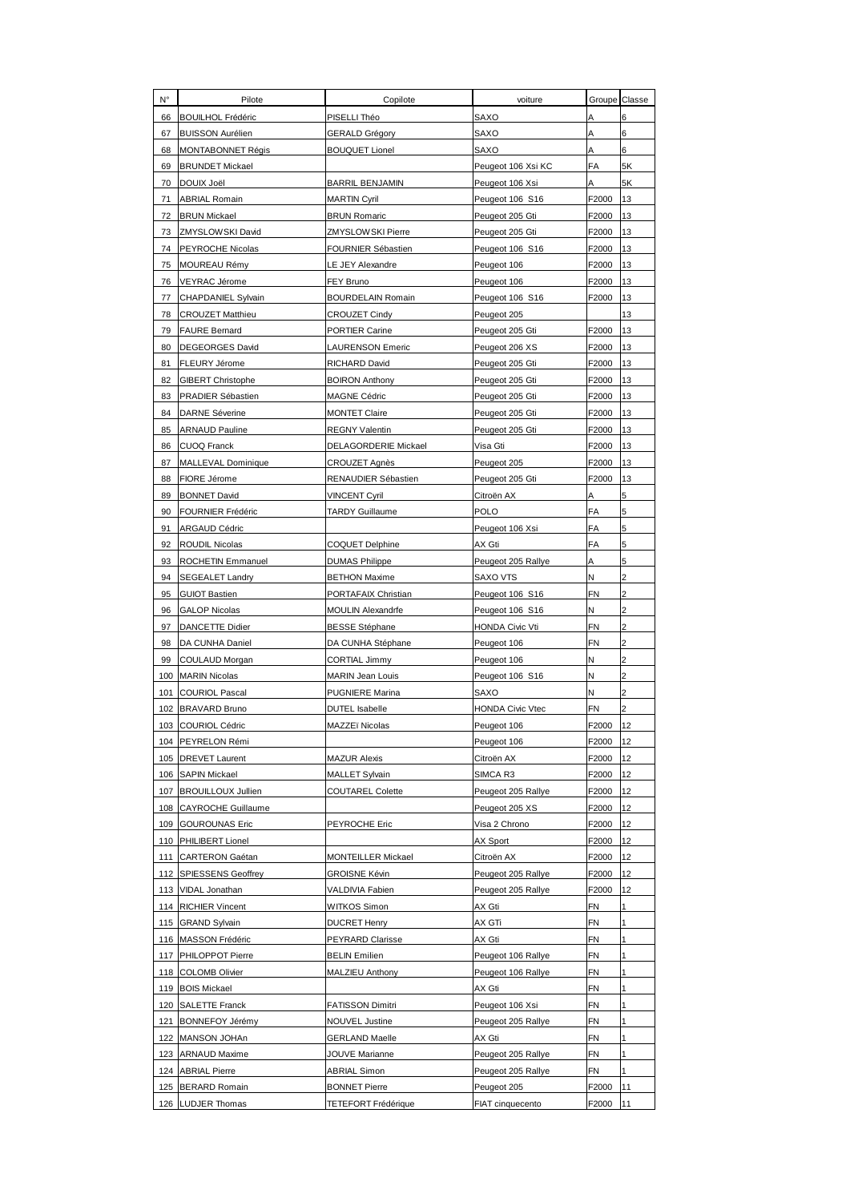| N° | Pilote | Copilote | voiture | Groupe | Classe |
|---|---|---|---|---|---|
| 66 | BOUILHOL Frédéric | PISELLI Théo | SAXO | A | 6 |
| 67 | BUISSON Aurélien | GERALD Grégory | SAXO | A | 6 |
| 68 | MONTABONNET Régis | BOUQUET Lionel | SAXO | A | 6 |
| 69 | BRUNDET Mickael | | Peugeot 106 Xsi KC | FA | 5K |
| 70 | DOUIX Joël | BARRIL BENJAMIN | Peugeot 106 Xsi | A | 5K |
| 71 | ABRIAL Romain | MARTIN Cyril | Peugeot 106 S16 | F2000 | 13 |
| 72 | BRUN Mickael | BRUN Romaric | Peugeot 205 Gti | F2000 | 13 |
| 73 | ZMYSLOWSKI David | ZMYSLOWSKI Pierre | Peugeot 205 Gti | F2000 | 13 |
| 74 | PEYROCHE Nicolas | FOURNIER Sébastien | Peugeot 106 S16 | F2000 | 13 |
| 75 | MOUREAU Rémy | LE JEY Alexandre | Peugeot 106 | F2000 | 13 |
| 76 | VEYRAC Jérome | FEY Bruno | Peugeot 106 | F2000 | 13 |
| 77 | CHAPDANIEL Sylvain | BOURDELAIN Romain | Peugeot 106 S16 | F2000 | 13 |
| 78 | CROUZET Matthieu | CROUZET Cindy | Peugeot 205 | | 13 |
| 79 | FAURE Bernard | PORTIER Carine | Peugeot 205 Gti | F2000 | 13 |
| 80 | DEGEORGES David | LAURENSON Emeric | Peugeot 206 XS | F2000 | 13 |
| 81 | FLEURY Jérome | RICHARD David | Peugeot 205 Gti | F2000 | 13 |
| 82 | GIBERT Christophe | BOIRON Anthony | Peugeot 205 Gti | F2000 | 13 |
| 83 | PRADIER Sébastien | MAGNE Cédric | Peugeot 205 Gti | F2000 | 13 |
| 84 | DARNE Séverine | MONTET Claire | Peugeot 205 Gti | F2000 | 13 |
| 85 | ARNAUD Pauline | REGNY Valentin | Peugeot 205 Gti | F2000 | 13 |
| 86 | CUOQ Franck | DELAGORDERIE Mickael | Visa Gti | F2000 | 13 |
| 87 | MALLEVAL Dominique | CROUZET Agnès | Peugeot 205 | F2000 | 13 |
| 88 | FIORE Jérome | RENAUDIER Sébastien | Peugeot 205 Gti | F2000 | 13 |
| 89 | BONNET David | VINCENT Cyril | Citroën AX | A | 5 |
| 90 | FOURNIER Frédéric | TARDY Guillaume | POLO | FA | 5 |
| 91 | ARGAUD Cédric | | Peugeot 106 Xsi | FA | 5 |
| 92 | ROUDIL Nicolas | COQUET Delphine | AX Gti | FA | 5 |
| 93 | ROCHETIN Emmanuel | DUMAS Philippe | Peugeot 205 Rallye | A | 5 |
| 94 | SEGEALET Landry | BETHON Maxime | SAXO VTS | N | 2 |
| 95 | GUIOT Bastien | PORTAFAIX Christian | Peugeot 106 S16 | FN | 2 |
| 96 | GALOP Nicolas | MOULIN Alexandrfe | Peugeot 106 S16 | N | 2 |
| 97 | DANCETTE Didier | BESSE Stéphane | HONDA Civic Vti | FN | 2 |
| 98 | DA CUNHA Daniel | DA CUNHA Stéphane | Peugeot 106 | FN | 2 |
| 99 | COULAUD Morgan | CORTIAL Jimmy | Peugeot 106 | N | 2 |
| 100 | MARIN Nicolas | MARIN Jean Louis | Peugeot 106 S16 | N | 2 |
| 101 | COURIOL Pascal | PUGNIERE Marina | SAXO | N | 2 |
| 102 | BRAVARD Bruno | DUTEL Isabelle | HONDA Civic Vtec | FN | 2 |
| 103 | COURIOL Cédric | MAZZEÏ Nicolas | Peugeot 106 | F2000 | 12 |
| 104 | PEYRELON Rémi | | Peugeot 106 | F2000 | 12 |
| 105 | DREVET Laurent | MAZUR Alexis | Citroën AX | F2000 | 12 |
| 106 | SAPIN Mickael | MALLET Sylvain | SIMCA R3 | F2000 | 12 |
| 107 | BROUILLOUX Jullien | COUTAREL Colette | Peugeot 205 Rallye | F2000 | 12 |
| 108 | CAYROCHE Guillaume | | Peugeot 205 XS | F2000 | 12 |
| 109 | GOUROUNAS Eric | PEYROCHE Eric | Visa 2 Chrono | F2000 | 12 |
| 110 | PHILIBERT Lionel | | AX Sport | F2000 | 12 |
| 111 | CARTERON Gaétan | MONTEILLER Mickael | Citroën AX | F2000 | 12 |
| 112 | SPIESSENS Geoffrey | GROISNE Kévin | Peugeot 205 Rallye | F2000 | 12 |
| 113 | VIDAL Jonathan | VALDIVIA Fabien | Peugeot 205 Rallye | F2000 | 12 |
| 114 | RICHIER Vincent | WITKOS Simon | AX Gti | FN | 1 |
| 115 | GRAND Sylvain | DUCRET Henry | AX GTi | FN | 1 |
| 116 | MASSON Frédéric | PEYRARD Clarisse | AX Gti | FN | 1 |
| 117 | PHILOPPOT Pierre | BELIN Emilien | Peugeot 106 Rallye | FN | 1 |
| 118 | COLOMB Olivier | MALZIEU Anthony | Peugeot 106 Rallye | FN | 1 |
| 119 | BOIS Mickael | | AX Gti | FN | 1 |
| 120 | SALETTE Franck | FATISSON Dimitri | Peugeot 106 Xsi | FN | 1 |
| 121 | BONNEFOY Jérémy | NOUVEL Justine | Peugeot 205 Rallye | FN | 1 |
| 122 | MANSON JOHAn | GERLAND Maelle | AX Gti | FN | 1 |
| 123 | ARNAUD Maxime | JOUVE Marianne | Peugeot 205 Rallye | FN | 1 |
| 124 | ABRIAL Pierre | ABRIAL Simon | Peugeot 205 Rallye | FN | 1 |
| 125 | BERARD Romain | BONNET Pierre | Peugeot 205 | F2000 | 11 |
| 126 | LUDJER Thomas | TETEFORT Frédérique | FIAT cinquecento | F2000 | 11 |